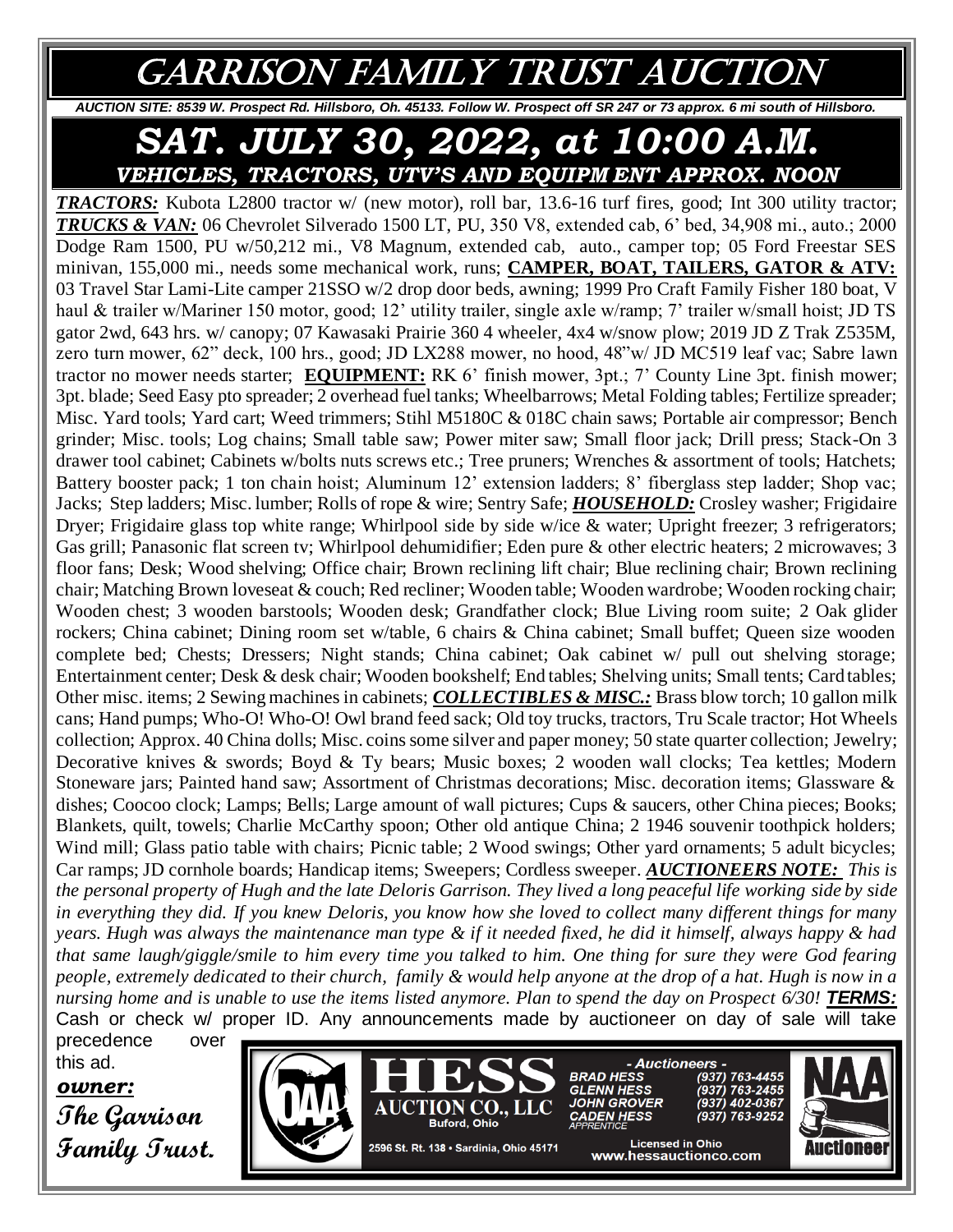# GARRISON FAMILY TRUST AUCTION

***AUCTION SITE: 8539 W. Prospect Rd. Hillsboro, Oh. 45133. Follow W. Prospect off SR 247 or 73 approx. 6 mi south of Hillsboro.***

## *SAT. JULY 30, 2022, at 10:00 A.M.*

### *VEHICLES, TRACTORS, UTV'S AND EQUIPM ENT APPROX. NOON*

***TRACTORS:*** Kubota L2800 tractor w/ (new motor), roll bar, 13.6-16 turf fires, good; Int 300 utility tractor; ***TRUCKS & VAN:*** 06 Chevrolet Silverado 1500 LT, PU, 350 V8, extended cab, 6' bed, 34,908 mi., auto.; 2000 Dodge Ram 1500, PU w/50,212 mi., V8 Magnum, extended cab, auto., camper top; 05 Ford Freestar SES minivan, 155,000 mi., needs some mechanical work, runs; **CAMPER, BOAT, TAILERS, GATOR & ATV:** 03 Travel Star Lami-Lite camper 21SSO w/2 drop door beds, awning; 1999 Pro Craft Family Fisher 180 boat, V haul & trailer w/Mariner 150 motor, good; 12' utility trailer, single axle w/ramp; 7' trailer w/small hoist; JD TS gator 2wd, 643 hrs. w/ canopy; 07 Kawasaki Prairie 360 4 wheeler, 4x4 w/snow plow; 2019 JD Z Trak Z535M, zero turn mower, 62" deck, 100 hrs., good; JD LX288 mower, no hood, 48"w/ JD MC519 leaf vac; Sabre lawn tractor no mower needs starter; **EQUIPMENT:** RK 6' finish mower, 3pt.; 7' County Line 3pt. finish mower; 3pt. blade; Seed Easy pto spreader; 2 overhead fuel tanks; Wheelbarrows; Metal Folding tables; Fertilize spreader; Misc. Yard tools; Yard cart; Weed trimmers; Stihl M5180C & 018C chain saws; Portable air compressor; Bench grinder; Misc. tools; Log chains; Small table saw; Power miter saw; Small floor jack; Drill press; Stack-On 3 drawer tool cabinet; Cabinets w/bolts nuts screws etc.; Tree pruners; Wrenches & assortment of tools; Hatchets; Battery booster pack; 1 ton chain hoist; Aluminum 12' extension ladders; 8' fiberglass step ladder; Shop vac; Jacks; Step ladders; Misc. lumber; Rolls of rope & wire; Sentry Safe; ***HOUSEHOLD:*** Crosley washer; Frigidaire Dryer; Frigidaire glass top white range; Whirlpool side by side w/ice & water; Upright freezer; 3 refrigerators; Gas grill; Panasonic flat screen tv; Whirlpool dehumidifier; Eden pure & other electric heaters; 2 microwaves; 3 floor fans; Desk; Wood shelving; Office chair; Brown reclining lift chair; Blue reclining chair; Brown reclining chair; Matching Brown loveseat & couch; Red recliner; Wooden table; Wooden wardrobe; Wooden rocking chair; Wooden chest; 3 wooden barstools; Wooden desk; Grandfather clock; Blue Living room suite; 2 Oak glider rockers; China cabinet; Dining room set w/table, 6 chairs & China cabinet; Small buffet; Queen size wooden complete bed; Chests; Dressers; Night stands; China cabinet; Oak cabinet w/ pull out shelving storage; Entertainment center; Desk & desk chair; Wooden bookshelf; End tables; Shelving units; Small tents; Card tables; Other misc. items; 2 Sewing machines in cabinets; ***COLLECTIBLES & MISC.:*** Brass blow torch; 10 gallon milk cans; Hand pumps; Who-O! Who-O! Owl brand feed sack; Old toy trucks, tractors, Tru Scale tractor; Hot Wheels collection; Approx. 40 China dolls; Misc. coins some silver and paper money; 50 state quarter collection; Jewelry; Decorative knives & swords; Boyd & Ty bears; Music boxes; 2 wooden wall clocks; Tea kettles; Modern Stoneware jars; Painted hand saw; Assortment of Christmas decorations; Misc. decoration items; Glassware & dishes; Coocoo clock; Lamps; Bells; Large amount of wall pictures; Cups & saucers, other China pieces; Books; Blankets, quilt, towels; Charlie McCarthy spoon; Other old antique China; 2 1946 souvenir toothpick holders; Wind mill; Glass patio table with chairs; Picnic table; 2 Wood swings; Other yard ornaments; 5 adult bicycles; Car ramps; JD cornhole boards; Handicap items; Sweepers; Cordless sweeper. ***AUCTIONEERS NOTE:*** *This is the personal property of Hugh and the late Deloris Garrison. They lived a long peaceful life working side by side in everything they did. If you knew Deloris, you know how she loved to collect many different things for many years. Hugh was always the maintenance man type & if it needed fixed, he did it himself, always happy & had that same laugh/giggle/smile to him every time you talked to him. One thing for sure they were God fearing people, extremely dedicated to their church, family & would help anyone at the drop of a hat. Hugh is now in a nursing home and is unable to use the items listed anymore. Plan to spend the day on Prospect 6/30!* ***TERMS:*** Cash or check w/ proper ID. Any announcements made by auctioneer on day of sale will take precedence over this ad.

***owner:***
**The Garrison Family Trust.**

**HESS AUCTION CO., LLC**
Buford, Ohio
2596 St. Rt. 138 • Sardinia, Ohio 45171

- Auctioneers -
BRAD HESS (937) 763-4455
GLENN HESS (937) 763-2455
JOHN GROVER (937) 402-0367
CADEN HESS (937) 763-9252
APPRENTICE

Licensed in Ohio
www.hessauctionco.com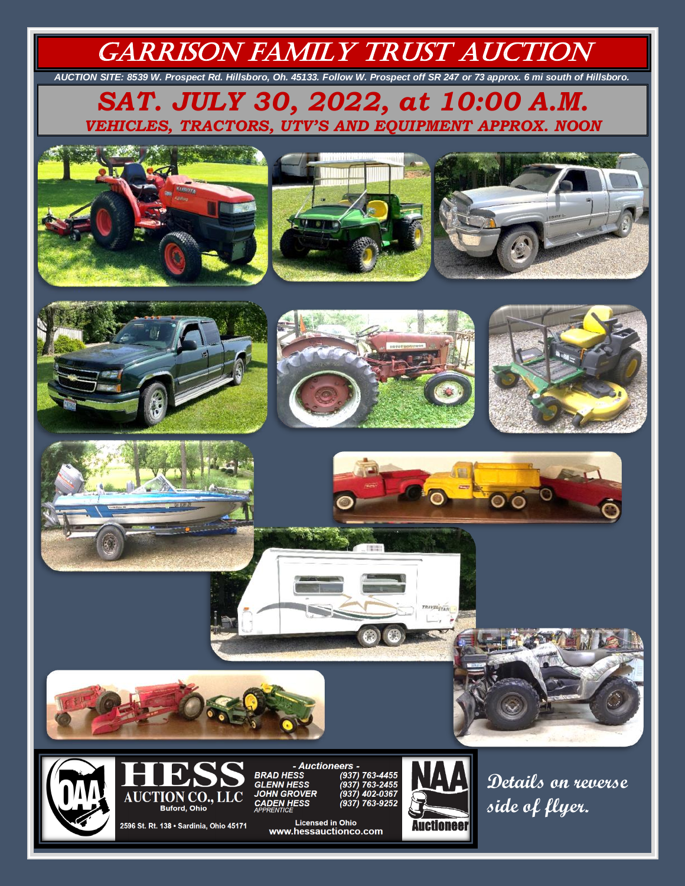# GARRISON FAMILY TRUST AUCTION

**AUCTION SITE: 8539 W. Prospect Rd. Hillsboro, Oh. 45133. Follow W. Prospect off SR 247 or 73 approx. 6 mi south of Hillsboro.**

## *SAT. JULY 30, 2022, at 10:00 A.M.*

***VEHICLES, TRACTORS, UTV'S AND EQUIPMENT APPROX. NOON***

**HESS AUCTION CO., LLC**
Buford, Ohio
2596 St. Rt. 138 • Sardinia, Ohio 45171

*- Auctioneers -*

| | |
|---|---|
| BRAD HESS | (937) 763-4455 |
| GLENN HESS | (937) 763-2455 |
| JOHN GROVER | (937) 402-0367 |
| CADEN HESS *APPRENTICE* | (937) 763-9252 |

Licensed in Ohio
www.hessauctionco.com

*Details on reverse side of flyer.*